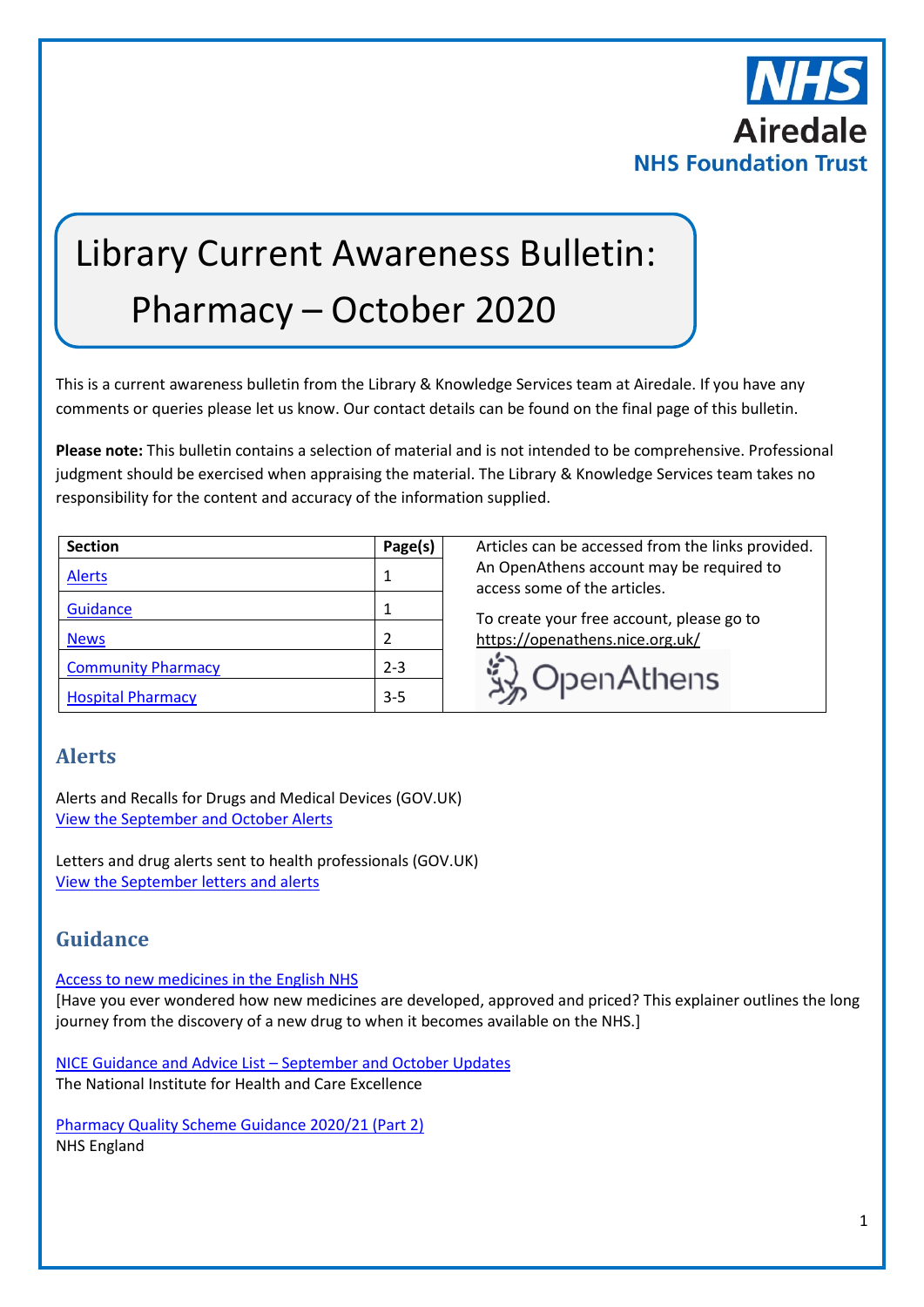NHS Airedale NHS Foundation Trust

# Library Current Awareness Bulletin: Pharmacy – October 2020

This is a current awareness bulletin from the Library & Knowledge Services team at Airedale. If you have any comments or queries please let us know. Our contact details can be found on the final page of this bulletin.

**Please note:** This bulletin contains a selection of material and is not intended to be comprehensive. Professional judgment should be exercised when appraising the material. The Library & Knowledge Services team takes no responsibility for the content and accuracy of the information supplied.

| Section | Page(s) |
|---|---|
| Alerts | 1 |
| Guidance | 1 |
| News | 2 |
| Community Pharmacy | 2-3 |
| Hospital Pharmacy | 3-5 |

Articles can be accessed from the links provided. An OpenAthens account may be required to access some of the articles.

To create your free account, please go to https://openathens.nice.org.uk/

OpenAthens

## Alerts

Alerts and Recalls for Drugs and Medical Devices (GOV.UK)
View the September and October Alerts

Letters and drug alerts sent to health professionals (GOV.UK)
View the September letters and alerts

## Guidance

Access to new medicines in the English NHS
[Have you ever wondered how new medicines are developed, approved and priced? This explainer outlines the long journey from the discovery of a new drug to when it becomes available on the NHS.]

NICE Guidance and Advice List – September and October Updates
The National Institute for Health and Care Excellence

Pharmacy Quality Scheme Guidance 2020/21 (Part 2)
NHS England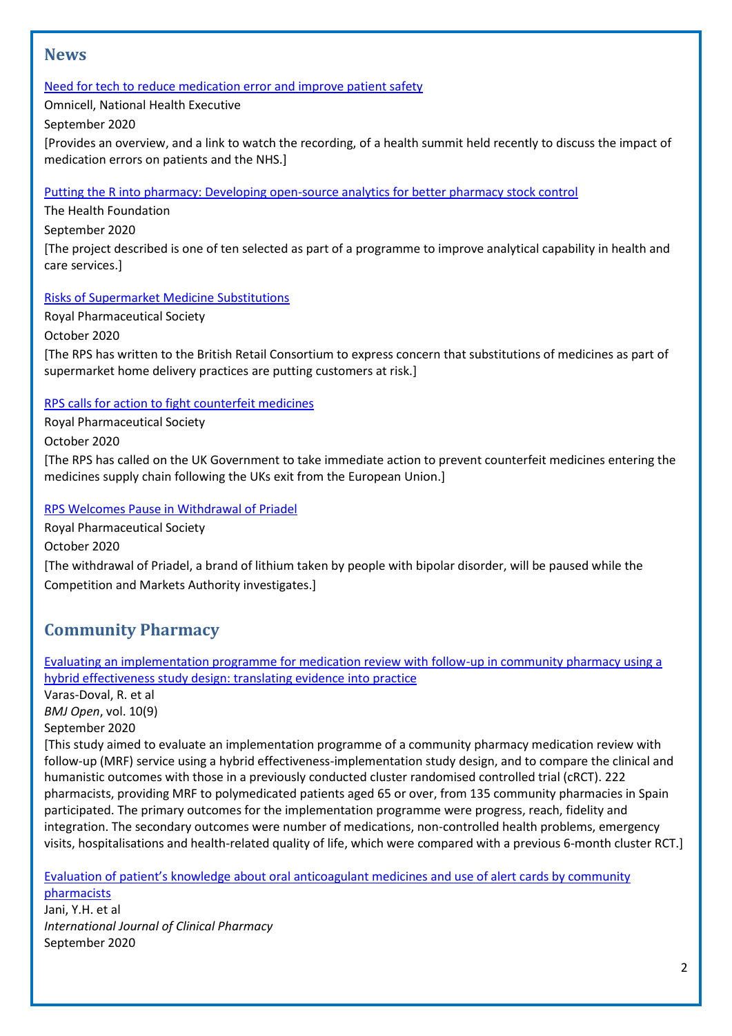## News

[Need for tech to reduce medication error and improve patient safety]

Omnicell, National Health Executive

September 2020

[Provides an overview, and a link to watch the recording, of a health summit held recently to discuss the impact of medication errors on patients and the NHS.]

[Putting the R into pharmacy: Developing open-source analytics for better pharmacy stock control]

The Health Foundation

September 2020

[The project described is one of ten selected as part of a programme to improve analytical capability in health and care services.]

[Risks of Supermarket Medicine Substitutions]

Royal Pharmaceutical Society

October 2020

[The RPS has written to the British Retail Consortium to express concern that substitutions of medicines as part of supermarket home delivery practices are putting customers at risk.]

[RPS calls for action to fight counterfeit medicines]

Royal Pharmaceutical Society

October 2020

[The RPS has called on the UK Government to take immediate action to prevent counterfeit medicines entering the medicines supply chain following the UKs exit from the European Union.]

[RPS Welcomes Pause in Withdrawal of Priadel]

Royal Pharmaceutical Society

October 2020

[The withdrawal of Priadel, a brand of lithium taken by people with bipolar disorder, will be paused while the Competition and Markets Authority investigates.]

## Community Pharmacy

[Evaluating an implementation programme for medication review with follow-up in community pharmacy using a hybrid effectiveness study design: translating evidence into practice]

Varas-Doval, R. et al

*BMJ Open*, vol. 10(9)

September 2020

[This study aimed to evaluate an implementation programme of a community pharmacy medication review with follow-up (MRF) service using a hybrid effectiveness-implementation study design, and to compare the clinical and humanistic outcomes with those in a previously conducted cluster randomised controlled trial (cRCT). 222 pharmacists, providing MRF to polymedicated patients aged 65 or over, from 135 community pharmacies in Spain participated. The primary outcomes for the implementation programme were progress, reach, fidelity and integration. The secondary outcomes were number of medications, non-controlled health problems, emergency visits, hospitalisations and health-related quality of life, which were compared with a previous 6-month cluster RCT.]

[Evaluation of patient's knowledge about oral anticoagulant medicines and use of alert cards by community pharmacists]

Jani, Y.H. et al

*International Journal of Clinical Pharmacy*

September 2020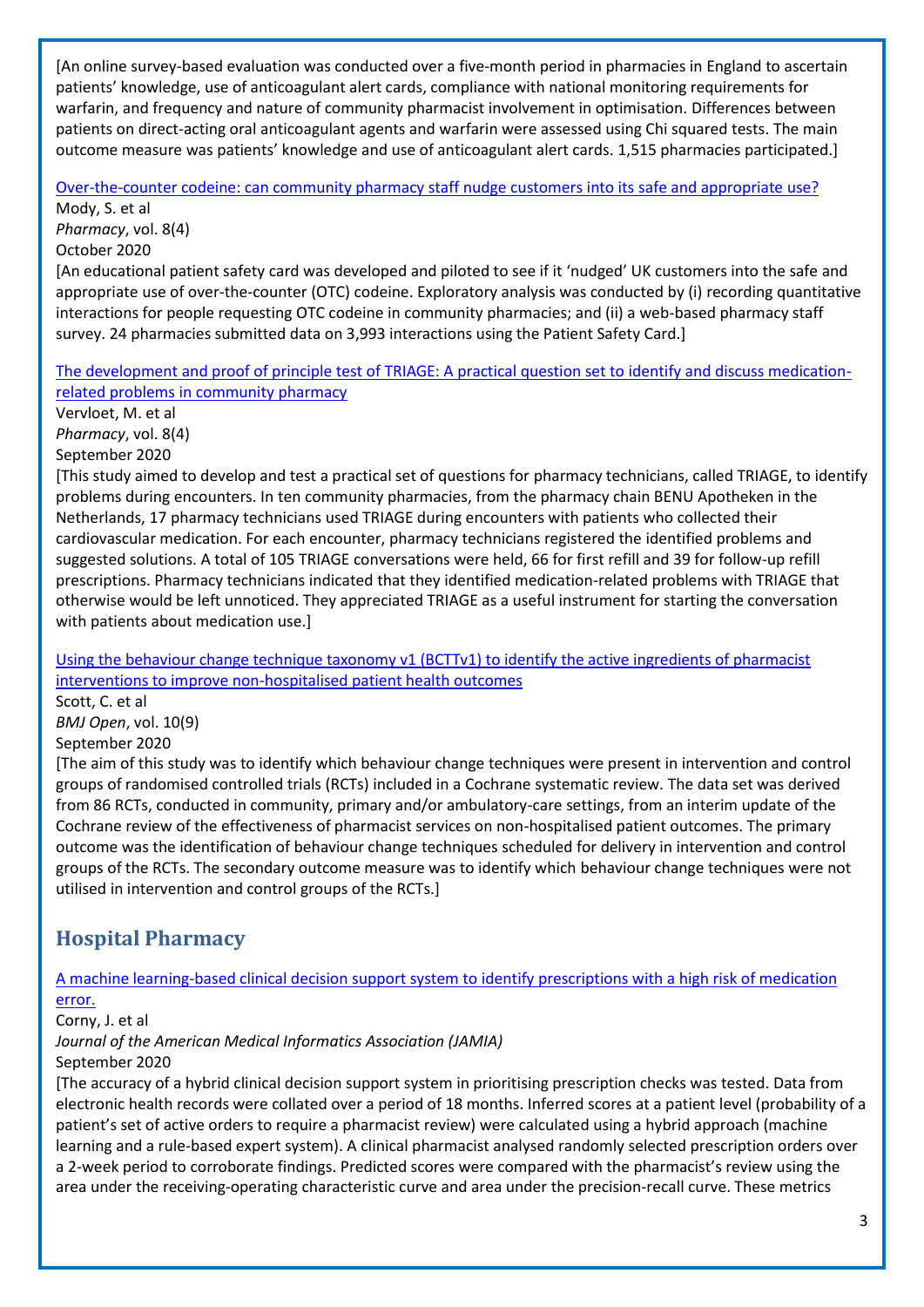[An online survey-based evaluation was conducted over a five-month period in pharmacies in England to ascertain patients' knowledge, use of anticoagulant alert cards, compliance with national monitoring requirements for warfarin, and frequency and nature of community pharmacist involvement in optimisation. Differences between patients on direct-acting oral anticoagulant agents and warfarin were assessed using Chi squared tests. The main outcome measure was patients' knowledge and use of anticoagulant alert cards. 1,515 pharmacies participated.]

Over-the-counter codeine: can community pharmacy staff nudge customers into its safe and appropriate use?
Mody, S. et al
*Pharmacy*, vol. 8(4)
October 2020
[An educational patient safety card was developed and piloted to see if it 'nudged' UK customers into the safe and appropriate use of over-the-counter (OTC) codeine. Exploratory analysis was conducted by (i) recording quantitative interactions for people requesting OTC codeine in community pharmacies; and (ii) a web-based pharmacy staff survey. 24 pharmacies submitted data on 3,993 interactions using the Patient Safety Card.]

The development and proof of principle test of TRIAGE: A practical question set to identify and discuss medication-related problems in community pharmacy
Vervloet, M. et al
*Pharmacy*, vol. 8(4)
September 2020
[This study aimed to develop and test a practical set of questions for pharmacy technicians, called TRIAGE, to identify problems during encounters. In ten community pharmacies, from the pharmacy chain BENU Apotheken in the Netherlands, 17 pharmacy technicians used TRIAGE during encounters with patients who collected their cardiovascular medication. For each encounter, pharmacy technicians registered the identified problems and suggested solutions. A total of 105 TRIAGE conversations were held, 66 for first refill and 39 for follow-up refill prescriptions. Pharmacy technicians indicated that they identified medication-related problems with TRIAGE that otherwise would be left unnoticed. They appreciated TRIAGE as a useful instrument for starting the conversation with patients about medication use.]

Using the behaviour change technique taxonomy v1 (BCTTv1) to identify the active ingredients of pharmacist interventions to improve non-hospitalised patient health outcomes
Scott, C. et al
*BMJ Open*, vol. 10(9)
September 2020
[The aim of this study was to identify which behaviour change techniques were present in intervention and control groups of randomised controlled trials (RCTs) included in a Cochrane systematic review. The data set was derived from 86 RCTs, conducted in community, primary and/or ambulatory-care settings, from an interim update of the Cochrane review of the effectiveness of pharmacist services on non-hospitalised patient outcomes. The primary outcome was the identification of behaviour change techniques scheduled for delivery in intervention and control groups of the RCTs. The secondary outcome measure was to identify which behaviour change techniques were not utilised in intervention and control groups of the RCTs.]

## Hospital Pharmacy

A machine learning-based clinical decision support system to identify prescriptions with a high risk of medication error.
Corny, J. et al
*Journal of the American Medical Informatics Association (JAMIA)*
September 2020
[The accuracy of a hybrid clinical decision support system in prioritising prescription checks was tested. Data from electronic health records were collated over a period of 18 months. Inferred scores at a patient level (probability of a patient's set of active orders to require a pharmacist review) were calculated using a hybrid approach (machine learning and a rule-based expert system). A clinical pharmacist analysed randomly selected prescription orders over a 2-week period to corroborate findings. Predicted scores were compared with the pharmacist's review using the area under the receiving-operating characteristic curve and area under the precision-recall curve. These metrics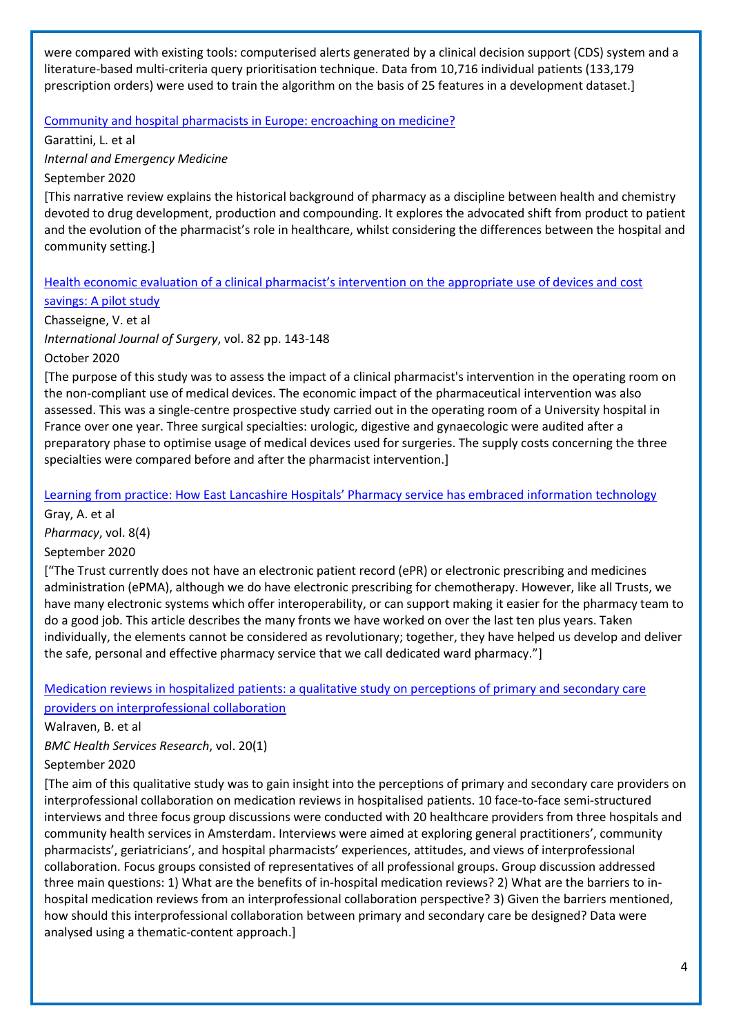were compared with existing tools: computerised alerts generated by a clinical decision support (CDS) system and a literature-based multi-criteria query prioritisation technique. Data from 10,716 individual patients (133,179 prescription orders) were used to train the algorithm on the basis of 25 features in a development dataset.]

[Community and hospital pharmacists in Europe: encroaching on medicine?]

Garattini, L. et al

*Internal and Emergency Medicine*

September 2020

[This narrative review explains the historical background of pharmacy as a discipline between health and chemistry devoted to drug development, production and compounding. It explores the advocated shift from product to patient and the evolution of the pharmacist's role in healthcare, whilst considering the differences between the hospital and community setting.]

[Health economic evaluation of a clinical pharmacist's intervention on the appropriate use of devices and cost savings: A pilot study]

Chasseigne, V. et al

*International Journal of Surgery*, vol. 82 pp. 143-148

October 2020

[The purpose of this study was to assess the impact of a clinical pharmacist's intervention in the operating room on the non-compliant use of medical devices. The economic impact of the pharmaceutical intervention was also assessed. This was a single-centre prospective study carried out in the operating room of a University hospital in France over one year. Three surgical specialties: urologic, digestive and gynaecologic were audited after a preparatory phase to optimise usage of medical devices used for surgeries. The supply costs concerning the three specialties were compared before and after the pharmacist intervention.]

[Learning from practice: How East Lancashire Hospitals' Pharmacy service has embraced information technology]

Gray, A. et al

*Pharmacy*, vol. 8(4)

September 2020

["The Trust currently does not have an electronic patient record (ePR) or electronic prescribing and medicines administration (ePMA), although we do have electronic prescribing for chemotherapy. However, like all Trusts, we have many electronic systems which offer interoperability, or can support making it easier for the pharmacy team to do a good job. This article describes the many fronts we have worked on over the last ten plus years. Taken individually, the elements cannot be considered as revolutionary; together, they have helped us develop and deliver the safe, personal and effective pharmacy service that we call dedicated ward pharmacy."]

[Medication reviews in hospitalized patients: a qualitative study on perceptions of primary and secondary care providers on interprofessional collaboration]

Walraven, B. et al

*BMC Health Services Research*, vol. 20(1)

September 2020

[The aim of this qualitative study was to gain insight into the perceptions of primary and secondary care providers on interprofessional collaboration on medication reviews in hospitalised patients. 10 face-to-face semi-structured interviews and three focus group discussions were conducted with 20 healthcare providers from three hospitals and community health services in Amsterdam. Interviews were aimed at exploring general practitioners', community pharmacists', geriatricians', and hospital pharmacists' experiences, attitudes, and views of interprofessional collaboration. Focus groups consisted of representatives of all professional groups. Group discussion addressed three main questions: 1) What are the benefits of in-hospital medication reviews? 2) What are the barriers to in-hospital medication reviews from an interprofessional collaboration perspective? 3) Given the barriers mentioned, how should this interprofessional collaboration between primary and secondary care be designed? Data were analysed using a thematic-content approach.]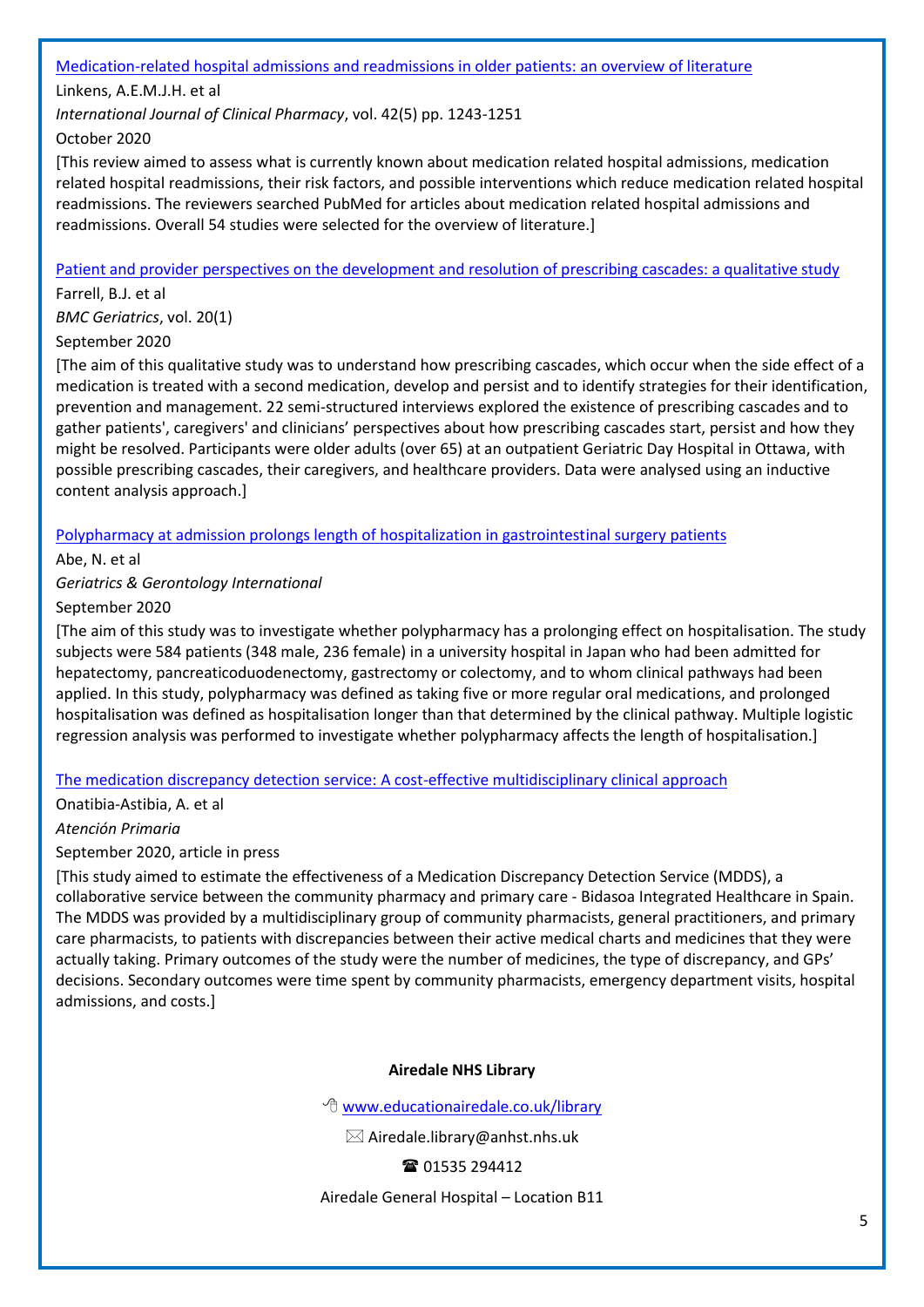[Medication-related hospital admissions and readmissions in older patients: an overview of literature](#)

Linkens, A.E.M.J.H. et al

*International Journal of Clinical Pharmacy*, vol. 42(5) pp. 1243-1251

October 2020

[This review aimed to assess what is currently known about medication related hospital admissions, medication related hospital readmissions, their risk factors, and possible interventions which reduce medication related hospital readmissions. The reviewers searched PubMed for articles about medication related hospital admissions and readmissions. Overall 54 studies were selected for the overview of literature.]

[Patient and provider perspectives on the development and resolution of prescribing cascades: a qualitative study](#)

Farrell, B.J. et al

*BMC Geriatrics*, vol. 20(1)

September 2020

[The aim of this qualitative study was to understand how prescribing cascades, which occur when the side effect of a medication is treated with a second medication, develop and persist and to identify strategies for their identification, prevention and management. 22 semi-structured interviews explored the existence of prescribing cascades and to gather patients', caregivers' and clinicians' perspectives about how prescribing cascades start, persist and how they might be resolved. Participants were older adults (over 65) at an outpatient Geriatric Day Hospital in Ottawa, with possible prescribing cascades, their caregivers, and healthcare providers. Data were analysed using an inductive content analysis approach.]

[Polypharmacy at admission prolongs length of hospitalization in gastrointestinal surgery patients](#)

Abe, N. et al

*Geriatrics & Gerontology International*

September 2020

[The aim of this study was to investigate whether polypharmacy has a prolonging effect on hospitalisation. The study subjects were 584 patients (348 male, 236 female) in a university hospital in Japan who had been admitted for hepatectomy, pancreaticoduodenectomy, gastrectomy or colectomy, and to whom clinical pathways had been applied. In this study, polypharmacy was defined as taking five or more regular oral medications, and prolonged hospitalisation was defined as hospitalisation longer than that determined by the clinical pathway. Multiple logistic regression analysis was performed to investigate whether polypharmacy affects the length of hospitalisation.]

[The medication discrepancy detection service: A cost-effective multidisciplinary clinical approach](#)

Onatibia-Astibia, A. et al

*Atención Primaria*

September 2020, article in press

[This study aimed to estimate the effectiveness of a Medication Discrepancy Detection Service (MDDS), a collaborative service between the community pharmacy and primary care - Bidasoa Integrated Healthcare in Spain. The MDDS was provided by a multidisciplinary group of community pharmacists, general practitioners, and primary care pharmacists, to patients with discrepancies between their active medical charts and medicines that they were actually taking. Primary outcomes of the study were the number of medicines, the type of discrepancy, and GPs' decisions. Secondary outcomes were time spent by community pharmacists, emergency department visits, hospital admissions, and costs.]

**Airedale NHS Library**

[www.educationairedale.co.uk/library](http://www.educationairedale.co.uk/library)

Airedale.library@anhst.nhs.uk

01535 294412

Airedale General Hospital – Location B11